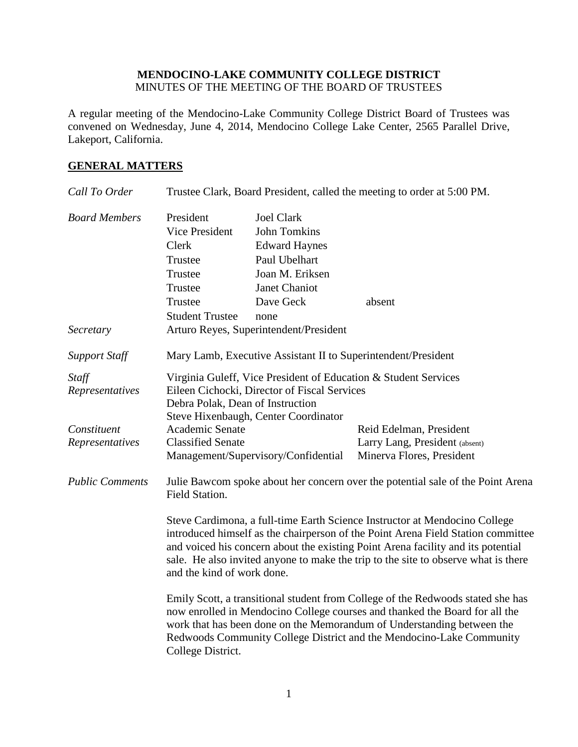**MENDOCINO-LAKE COMMUNITY COLLEGE DISTRICT**
MINUTES OF THE MEETING OF THE BOARD OF TRUSTEES

A regular meeting of the Mendocino-Lake Community College District Board of Trustees was convened on Wednesday, June 4, 2014, Mendocino College Lake Center, 2565 Parallel Drive, Lakeport, California.

## GENERAL MATTERS

*Call To Order* — Trustee Clark, Board President, called the meeting to order at 5:00 PM.

*Board Members*

| | | |
|---|---|---|
| President | Joel Clark | |
| Vice President | John Tomkins | |
| Clerk | Edward Haynes | |
| Trustee | Paul Ubelhart | |
| Trustee | Joan M. Eriksen | |
| Trustee | Janet Chaniot | |
| Trustee | Dave Geck | absent |
| Student Trustee | none | |

*Secretary* — Arturo Reyes, Superintendent/President

*Support Staff* — Mary Lamb, Executive Assistant II to Superintendent/President

*Staff Representatives*
Virginia Guleff, Vice President of Education & Student Services
Eileen Cichocki, Director of Fiscal Services
Debra Polak, Dean of Instruction
Steve Hixenbaugh, Center Coordinator

*Constituent Representatives*

| | |
|---|---|
| Academic Senate | Reid Edelman, President |
| Classified Senate | Larry Lang, President (absent) |
| Management/Supervisory/Confidential | Minerva Flores, President |

*Public Comments*

Julie Bawcom spoke about her concern over the potential sale of the Point Arena Field Station.

Steve Cardimona, a full-time Earth Science Instructor at Mendocino College introduced himself as the chairperson of the Point Arena Field Station committee and voiced his concern about the existing Point Arena facility and its potential sale. He also invited anyone to make the trip to the site to observe what is there and the kind of work done.

Emily Scott, a transitional student from College of the Redwoods stated she has now enrolled in Mendocino College courses and thanked the Board for all the work that has been done on the Memorandum of Understanding between the Redwoods Community College District and the Mendocino-Lake Community College District.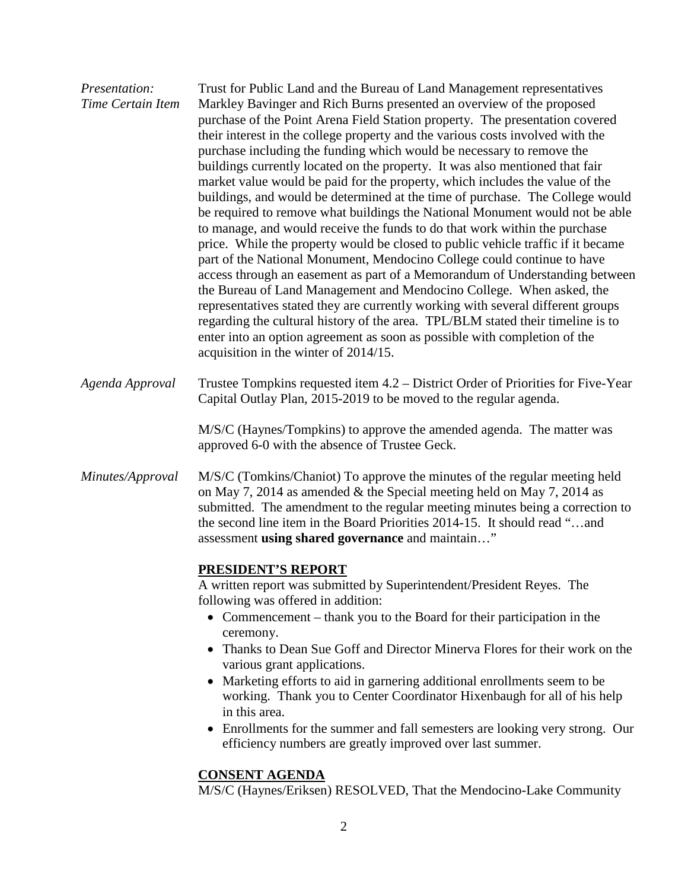*Presentation: Time Certain Item* Trust for Public Land and the Bureau of Land Management representatives Markley Bavinger and Rich Burns presented an overview of the proposed purchase of the Point Arena Field Station property. The presentation covered their interest in the college property and the various costs involved with the purchase including the funding which would be necessary to remove the buildings currently located on the property. It was also mentioned that fair market value would be paid for the property, which includes the value of the buildings, and would be determined at the time of purchase. The College would be required to remove what buildings the National Monument would not be able to manage, and would receive the funds to do that work within the purchase price. While the property would be closed to public vehicle traffic if it became part of the National Monument, Mendocino College could continue to have access through an easement as part of a Memorandum of Understanding between the Bureau of Land Management and Mendocino College. When asked, the representatives stated they are currently working with several different groups regarding the cultural history of the area. TPL/BLM stated their timeline is to enter into an option agreement as soon as possible with completion of the acquisition in the winter of 2014/15.

*Agenda Approval* Trustee Tompkins requested item 4.2 – District Order of Priorities for Five-Year Capital Outlay Plan, 2015-2019 to be moved to the regular agenda.

M/S/C (Haynes/Tompkins) to approve the amended agenda. The matter was approved 6-0 with the absence of Trustee Geck.

*Minutes/Approval* M/S/C (Tomkins/Chaniot) To approve the minutes of the regular meeting held on May 7, 2014 as amended & the Special meeting held on May 7, 2014 as submitted. The amendment to the regular meeting minutes being a correction to the second line item in the Board Priorities 2014-15. It should read "…and assessment **using shared governance** and maintain…"

## PRESIDENT'S REPORT

A written report was submitted by Superintendent/President Reyes. The following was offered in addition:

- Commencement – thank you to the Board for their participation in the ceremony.
- Thanks to Dean Sue Goff and Director Minerva Flores for their work on the various grant applications.
- Marketing efforts to aid in garnering additional enrollments seem to be working. Thank you to Center Coordinator Hixenbaugh for all of his help in this area.
- Enrollments for the summer and fall semesters are looking very strong. Our efficiency numbers are greatly improved over last summer.

## CONSENT AGENDA

M/S/C (Haynes/Eriksen) RESOLVED, That the Mendocino-Lake Community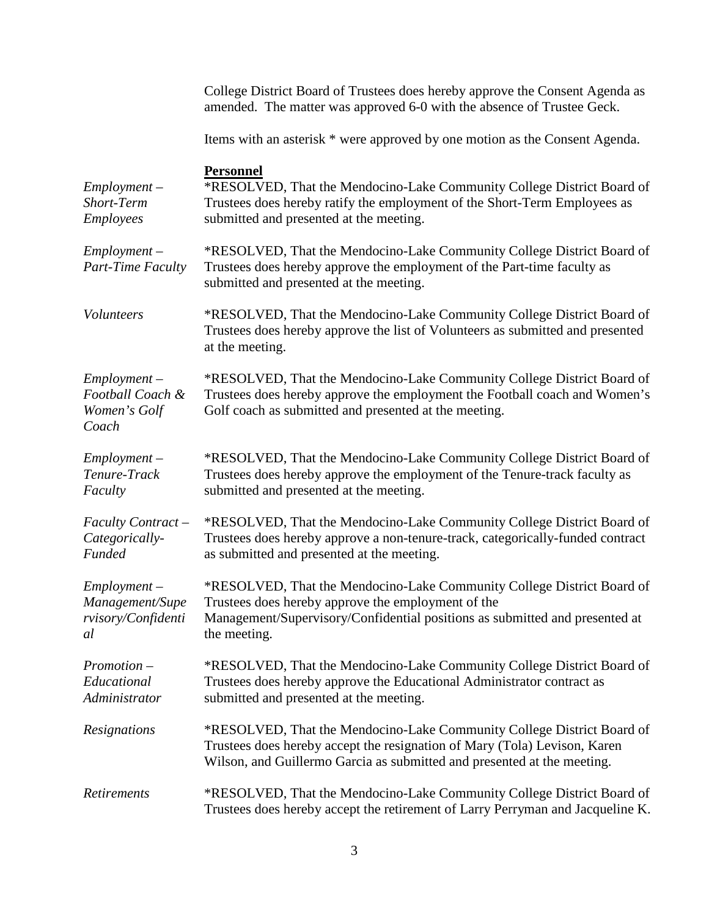College District Board of Trustees does hereby approve the Consent Agenda as amended. The matter was approved 6-0 with the absence of Trustee Geck.

Items with an asterisk * were approved by one motion as the Consent Agenda.

**Personnel**

*Employment – Short-Term Employees*

*RESOLVED, That the Mendocino-Lake Community College District Board of Trustees does hereby ratify the employment of the Short-Term Employees as submitted and presented at the meeting.

*Employment – Part-Time Faculty*

*RESOLVED, That the Mendocino-Lake Community College District Board of Trustees does hereby approve the employment of the Part-time faculty as submitted and presented at the meeting.

*Volunteers*

*RESOLVED, That the Mendocino-Lake Community College District Board of Trustees does hereby approve the list of Volunteers as submitted and presented at the meeting.

*Employment – Football Coach & Women's Golf Coach*

*RESOLVED, That the Mendocino-Lake Community College District Board of Trustees does hereby approve the employment the Football coach and Women's Golf coach as submitted and presented at the meeting.

*Employment – Tenure-Track Faculty*

*RESOLVED, That the Mendocino-Lake Community College District Board of Trustees does hereby approve the employment of the Tenure-track faculty as submitted and presented at the meeting.

*Faculty Contract – Categorically-Funded*

*RESOLVED, That the Mendocino-Lake Community College District Board of Trustees does hereby approve a non-tenure-track, categorically-funded contract as submitted and presented at the meeting.

*Employment – Management/Supervisory/Confidential*

*RESOLVED, That the Mendocino-Lake Community College District Board of Trustees does hereby approve the employment of the Management/Supervisory/Confidential positions as submitted and presented at the meeting.

*Promotion – Educational Administrator*

*RESOLVED, That the Mendocino-Lake Community College District Board of Trustees does hereby approve the Educational Administrator contract as submitted and presented at the meeting.

*Resignations*

*RESOLVED, That the Mendocino-Lake Community College District Board of Trustees does hereby accept the resignation of Mary (Tola) Levison, Karen Wilson, and Guillermo Garcia as submitted and presented at the meeting.

*Retirements*

*RESOLVED, That the Mendocino-Lake Community College District Board of Trustees does hereby accept the retirement of Larry Perryman and Jacqueline K.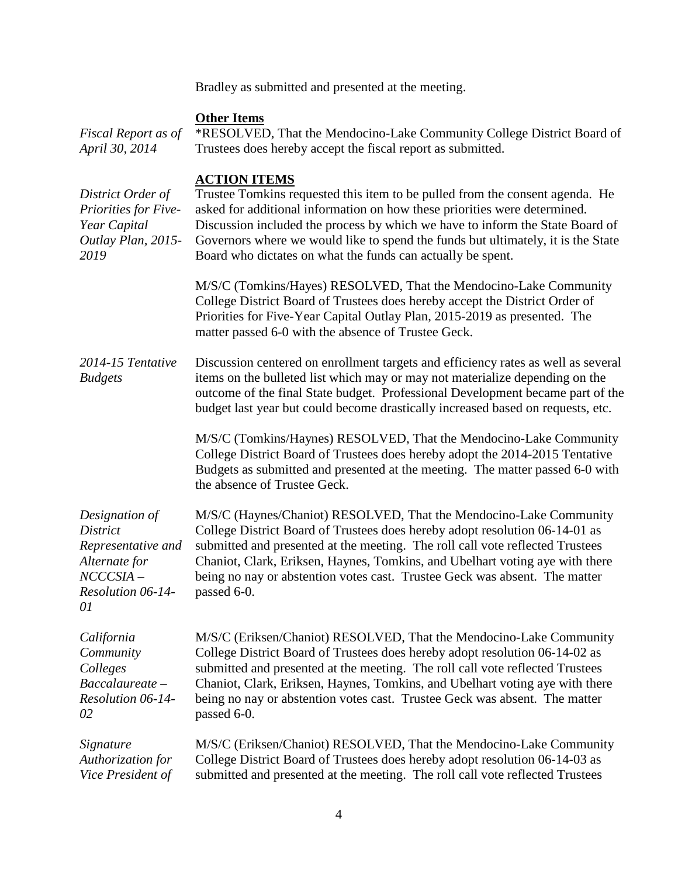Bradley as submitted and presented at the meeting.

**Other Items**

*Fiscal Report as of April 30, 2014*

*RESOLVED, That the Mendocino-Lake Community College District Board of Trustees does hereby accept the fiscal report as submitted.

**ACTION ITEMS**

*District Order of Priorities for Five-Year Capital Outlay Plan, 2015-2019*

Trustee Tomkins requested this item to be pulled from the consent agenda. He asked for additional information on how these priorities were determined. Discussion included the process by which we have to inform the State Board of Governors where we would like to spend the funds but ultimately, it is the State Board who dictates on what the funds can actually be spent.

M/S/C (Tomkins/Hayes) RESOLVED, That the Mendocino-Lake Community College District Board of Trustees does hereby accept the District Order of Priorities for Five-Year Capital Outlay Plan, 2015-2019 as presented. The matter passed 6-0 with the absence of Trustee Geck.

*2014-15 Tentative Budgets*

Discussion centered on enrollment targets and efficiency rates as well as several items on the bulleted list which may or may not materialize depending on the outcome of the final State budget. Professional Development became part of the budget last year but could become drastically increased based on requests, etc.

M/S/C (Tomkins/Haynes) RESOLVED, That the Mendocino-Lake Community College District Board of Trustees does hereby adopt the 2014-2015 Tentative Budgets as submitted and presented at the meeting. The matter passed 6-0 with the absence of Trustee Geck.

*Designation of District Representative and Alternate for NCCCSIA – Resolution 06-14-01*

M/S/C (Haynes/Chaniot) RESOLVED, That the Mendocino-Lake Community College District Board of Trustees does hereby adopt resolution 06-14-01 as submitted and presented at the meeting. The roll call vote reflected Trustees Chaniot, Clark, Eriksen, Haynes, Tomkins, and Ubelhart voting aye with there being no nay or abstention votes cast. Trustee Geck was absent. The matter passed 6-0.

*California Community Colleges Baccalaureate – Resolution 06-14-02*

M/S/C (Eriksen/Chaniot) RESOLVED, That the Mendocino-Lake Community College District Board of Trustees does hereby adopt resolution 06-14-02 as submitted and presented at the meeting. The roll call vote reflected Trustees Chaniot, Clark, Eriksen, Haynes, Tomkins, and Ubelhart voting aye with there being no nay or abstention votes cast. Trustee Geck was absent. The matter passed 6-0.

*Signature Authorization for Vice President of*

M/S/C (Eriksen/Chaniot) RESOLVED, That the Mendocino-Lake Community College District Board of Trustees does hereby adopt resolution 06-14-03 as submitted and presented at the meeting. The roll call vote reflected Trustees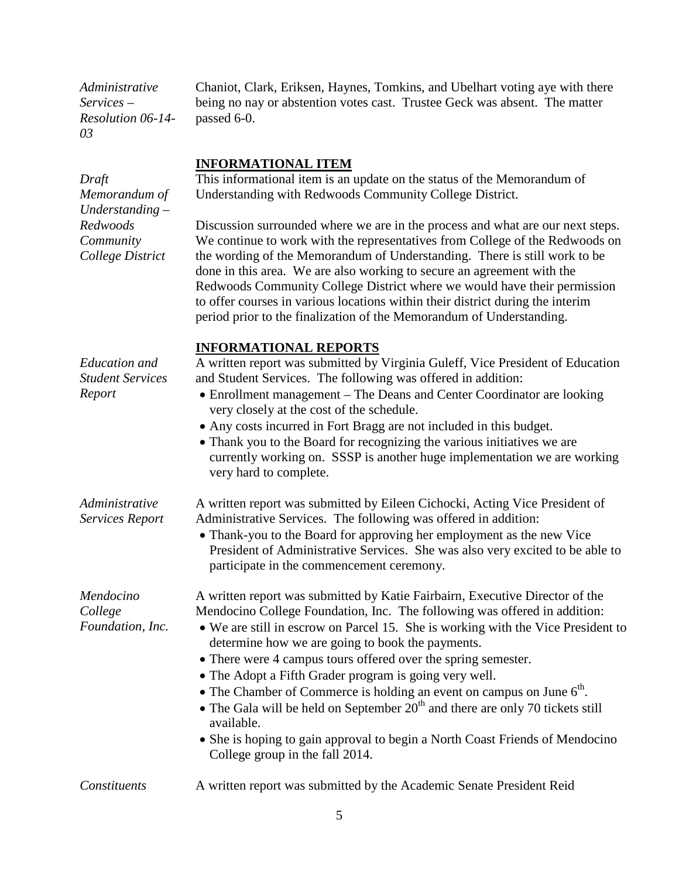*Administrative Services – Resolution 06-14-03*

Chaniot, Clark, Eriksen, Haynes, Tomkins, and Ubelhart voting aye with there being no nay or abstention votes cast. Trustee Geck was absent. The matter passed 6-0.

**INFORMATIONAL ITEM**

*Draft Memorandum of Understanding – Redwoods Community College District*

This informational item is an update on the status of the Memorandum of Understanding with Redwoods Community College District.

Discussion surrounded where we are in the process and what are our next steps. We continue to work with the representatives from College of the Redwoods on the wording of the Memorandum of Understanding. There is still work to be done in this area. We are also working to secure an agreement with the Redwoods Community College District where we would have their permission to offer courses in various locations within their district during the interim period prior to the finalization of the Memorandum of Understanding.

**INFORMATIONAL REPORTS**

*Education and Student Services Report*

A written report was submitted by Virginia Guleff, Vice President of Education and Student Services. The following was offered in addition:

- Enrollment management – The Deans and Center Coordinator are looking very closely at the cost of the schedule.
- Any costs incurred in Fort Bragg are not included in this budget.
- Thank you to the Board for recognizing the various initiatives we are currently working on. SSSP is another huge implementation we are working very hard to complete.

*Administrative Services Report*

A written report was submitted by Eileen Cichocki, Acting Vice President of Administrative Services. The following was offered in addition:

- Thank-you to the Board for approving her employment as the new Vice President of Administrative Services. She was also very excited to be able to participate in the commencement ceremony.

*Mendocino College Foundation, Inc.*

A written report was submitted by Katie Fairbairn, Executive Director of the Mendocino College Foundation, Inc. The following was offered in addition:

- We are still in escrow on Parcel 15. She is working with the Vice President to determine how we are going to book the payments.
- There were 4 campus tours offered over the spring semester.
- The Adopt a Fifth Grader program is going very well.
- The Chamber of Commerce is holding an event on campus on June 6th.
- The Gala will be held on September 20th and there are only 70 tickets still available.
- She is hoping to gain approval to begin a North Coast Friends of Mendocino College group in the fall 2014.

*Constituents*

A written report was submitted by the Academic Senate President Reid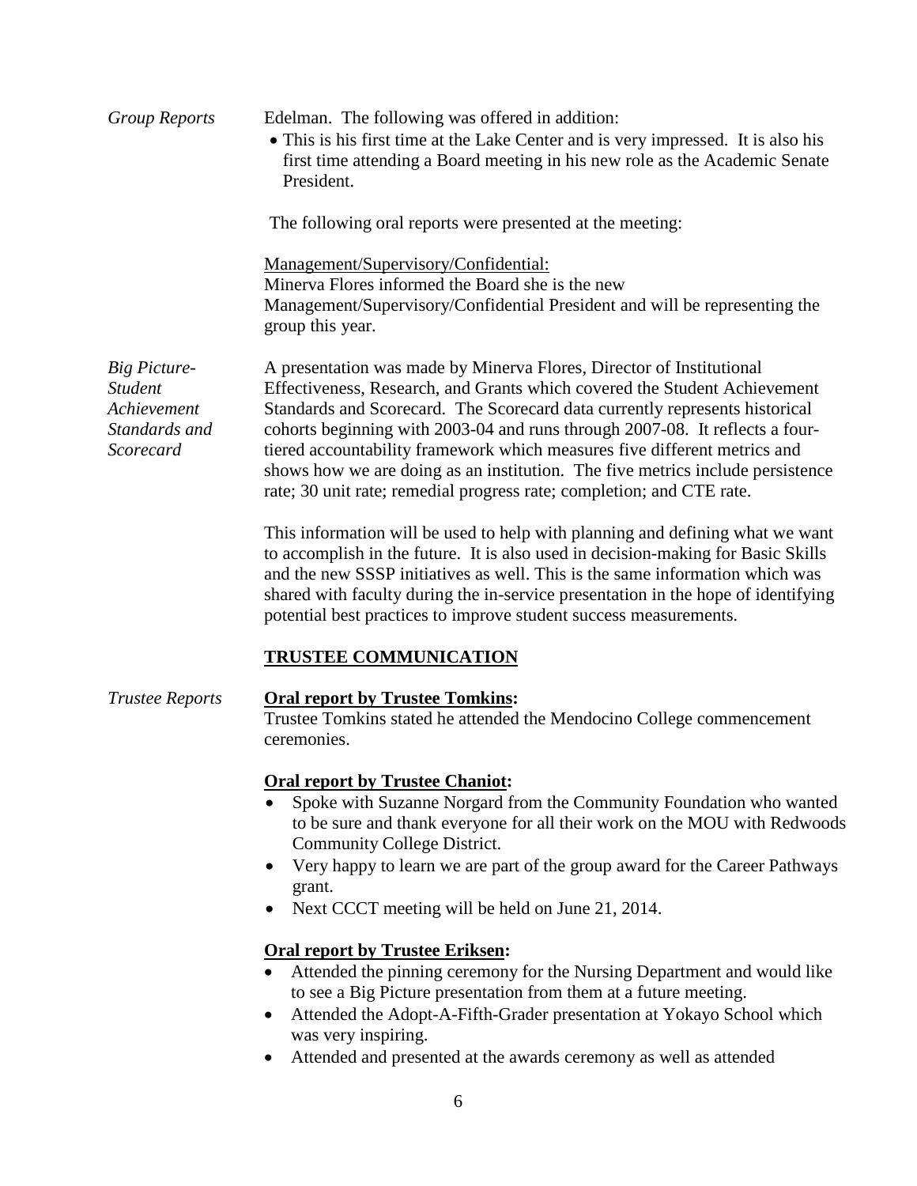*Group Reports*

Edelman. The following was offered in addition:

- This is his first time at the Lake Center and is very impressed. It is also his first time attending a Board meeting in his new role as the Academic Senate President.

The following oral reports were presented at the meeting:

Management/Supervisory/Confidential:
Minerva Flores informed the Board she is the new Management/Supervisory/Confidential President and will be representing the group this year.

*Big Picture-Student Achievement Standards and Scorecard*

A presentation was made by Minerva Flores, Director of Institutional Effectiveness, Research, and Grants which covered the Student Achievement Standards and Scorecard. The Scorecard data currently represents historical cohorts beginning with 2003-04 and runs through 2007-08. It reflects a four-tiered accountability framework which measures five different metrics and shows how we are doing as an institution. The five metrics include persistence rate; 30 unit rate; remedial progress rate; completion; and CTE rate.

This information will be used to help with planning and defining what we want to accomplish in the future. It is also used in decision-making for Basic Skills and the new SSSP initiatives as well. This is the same information which was shared with faculty during the in-service presentation in the hope of identifying potential best practices to improve student success measurements.

## TRUSTEE COMMUNICATION

*Trustee Reports*

**Oral report by Trustee Tomkins:**
Trustee Tomkins stated he attended the Mendocino College commencement ceremonies.

**Oral report by Trustee Chaniot:**

- Spoke with Suzanne Norgard from the Community Foundation who wanted to be sure and thank everyone for all their work on the MOU with Redwoods Community College District.
- Very happy to learn we are part of the group award for the Career Pathways grant.
- Next CCCT meeting will be held on June 21, 2014.

**Oral report by Trustee Eriksen:**

- Attended the pinning ceremony for the Nursing Department and would like to see a Big Picture presentation from them at a future meeting.
- Attended the Adopt-A-Fifth-Grader presentation at Yokayo School which was very inspiring.
- Attended and presented at the awards ceremony as well as attended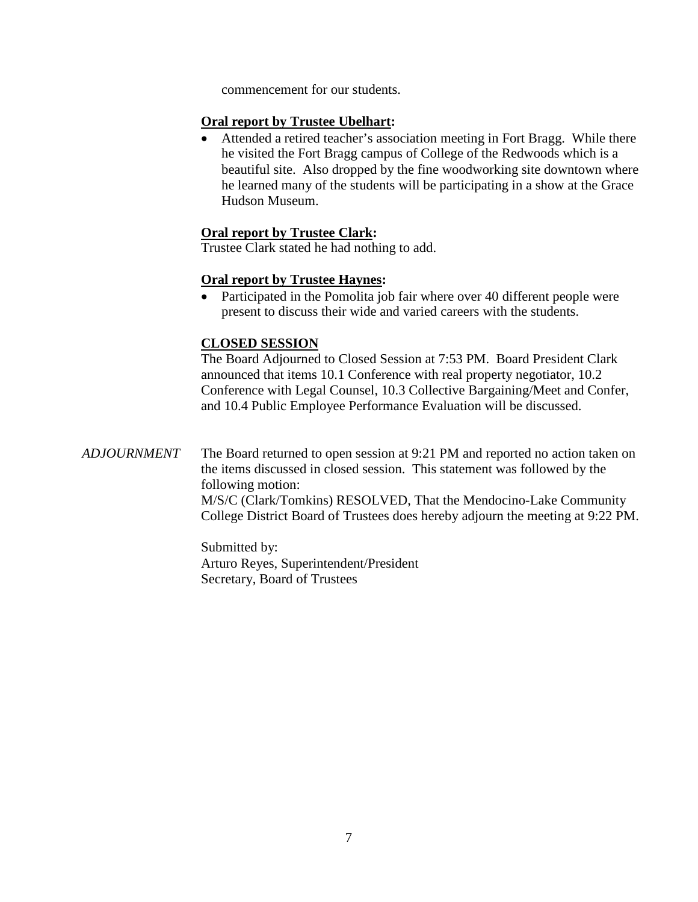commencement for our students.

**Oral report by Trustee Ubelhart:**

- Attended a retired teacher's association meeting in Fort Bragg. While there he visited the Fort Bragg campus of College of the Redwoods which is a beautiful site. Also dropped by the fine woodworking site downtown where he learned many of the students will be participating in a show at the Grace Hudson Museum.

**Oral report by Trustee Clark:**

Trustee Clark stated he had nothing to add.

**Oral report by Trustee Haynes:**

- Participated in the Pomolita job fair where over 40 different people were present to discuss their wide and varied careers with the students.

**CLOSED SESSION**

The Board Adjourned to Closed Session at 7:53 PM. Board President Clark announced that items 10.1 Conference with real property negotiator, 10.2 Conference with Legal Counsel, 10.3 Collective Bargaining/Meet and Confer, and 10.4 Public Employee Performance Evaluation will be discussed.

*ADJOURNMENT*

The Board returned to open session at 9:21 PM and reported no action taken on the items discussed in closed session. This statement was followed by the following motion:

M/S/C (Clark/Tomkins) RESOLVED, That the Mendocino-Lake Community College District Board of Trustees does hereby adjourn the meeting at 9:22 PM.

Submitted by:
Arturo Reyes, Superintendent/President
Secretary, Board of Trustees